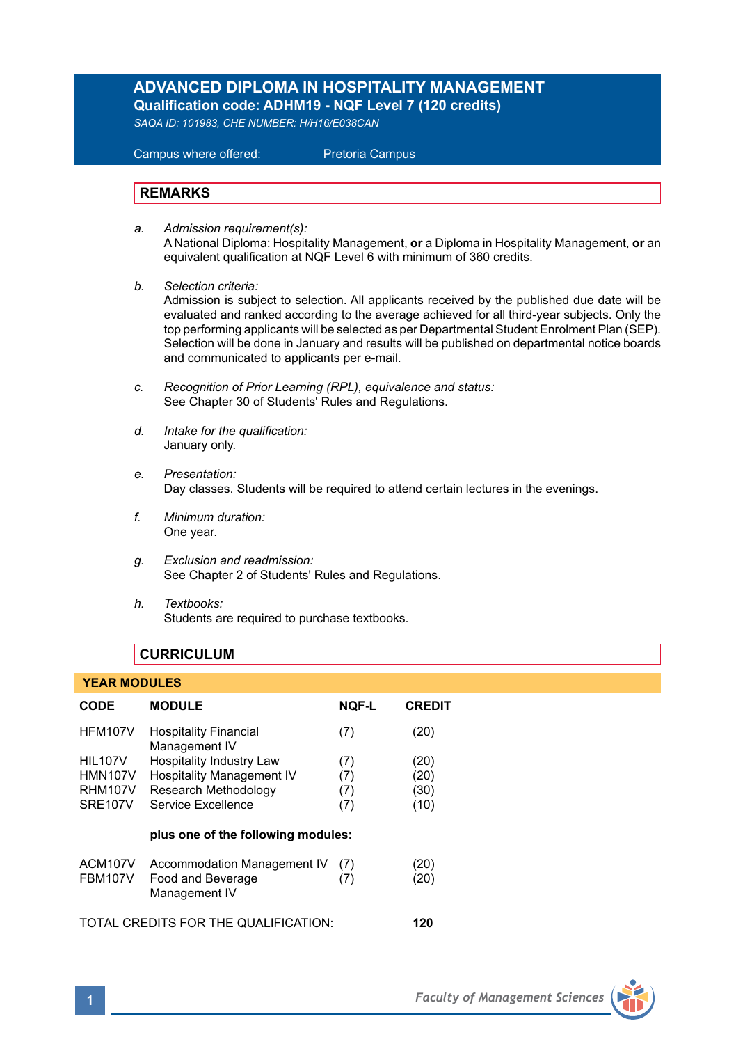# ADVANCED DIPLOMA IN HOSPITALITY MANAGEMENT

**Qualification code: ADHM19 - NQF Level 7 (120 credits)**

*SAQA ID: 101983, CHE NUMBER: H/H16/E038CAN*

Campus where offered: Pretoria Campus

## REMARKS

a. *Admission requirement(s):*
A National Diploma: Hospitality Management, **or** a Diploma in Hospitality Management, **or** an equivalent qualification at NQF Level 6 with minimum of 360 credits.

b. *Selection criteria:*
Admission is subject to selection. All applicants received by the published due date will be evaluated and ranked according to the average achieved for all third-year subjects. Only the top performing applicants will be selected as per Departmental Student Enrolment Plan (SEP). Selection will be done in January and results will be published on departmental notice boards and communicated to applicants per e-mail.

c. *Recognition of Prior Learning (RPL), equivalence and status:*
See Chapter 30 of Students' Rules and Regulations.

d. *Intake for the qualification:*
January only.

e. *Presentation:*
Day classes. Students will be required to attend certain lectures in the evenings.

f. *Minimum duration:*
One year.

g. *Exclusion and readmission:*
See Chapter 2 of Students' Rules and Regulations.

h. *Textbooks:*
Students are required to purchase textbooks.

## CURRICULUM

### YEAR MODULES

| CODE | MODULE | NQF-L | CREDIT |
|---|---|---|---|
| HFM107V | Hospitality Financial Management IV | (7) | (20) |
| HIL107V | Hospitality Industry Law | (7) | (20) |
| HMN107V | Hospitality Management IV | (7) | (20) |
| RHM107V | Research Methodology | (7) | (30) |
| SRE107V | Service Excellence | (7) | (10) |
| | **plus one of the following modules:** | | |
| ACM107V | Accommodation Management IV | (7) | (20) |
| FBM107V | Food and Beverage Management IV | (7) | (20) |

TOTAL CREDITS FOR THE QUALIFICATION: **120**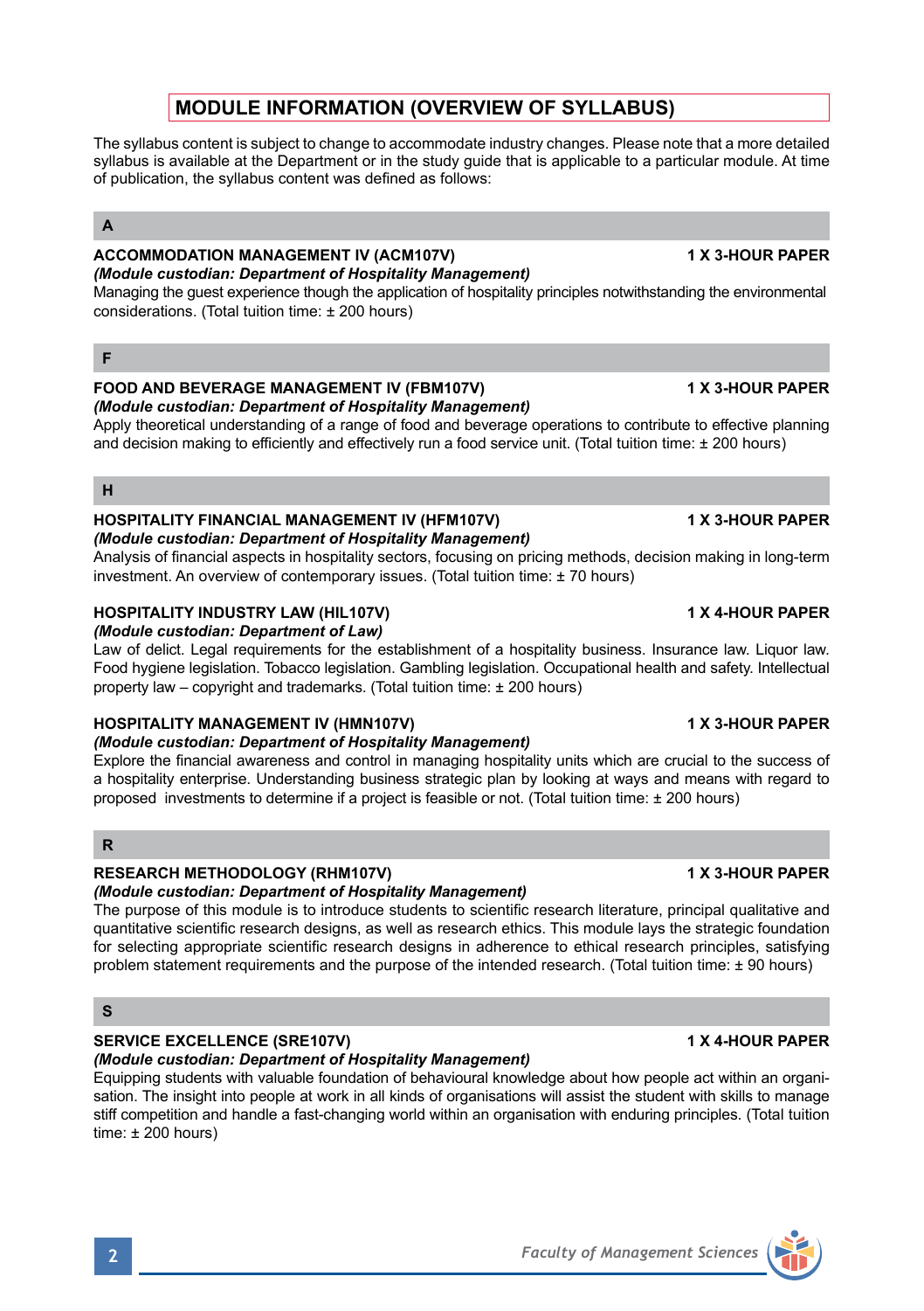# MODULE INFORMATION (OVERVIEW OF SYLLABUS)

The syllabus content is subject to change to accommodate industry changes. Please note that a more detailed syllabus is available at the Department or in the study guide that is applicable to a particular module. At time of publication, the syllabus content was defined as follows:

## A

### ACCOMMODATION MANAGEMENT IV (ACM107V) — 1 X 3-HOUR PAPER

***(Module custodian: Department of Hospitality Management)***

Managing the guest experience though the application of hospitality principles notwithstanding the environmental considerations. (Total tuition time: ± 200 hours)

## F

### FOOD AND BEVERAGE MANAGEMENT IV (FBM107V) — 1 X 3-HOUR PAPER

***(Module custodian: Department of Hospitality Management)***

Apply theoretical understanding of a range of food and beverage operations to contribute to effective planning and decision making to efficiently and effectively run a food service unit. (Total tuition time: ± 200 hours)

## H

### HOSPITALITY FINANCIAL MANAGEMENT IV (HFM107V) — 1 X 3-HOUR PAPER

***(Module custodian: Department of Hospitality Management)***

Analysis of financial aspects in hospitality sectors, focusing on pricing methods, decision making in long-term investment. An overview of contemporary issues. (Total tuition time: ± 70 hours)

### HOSPITALITY INDUSTRY LAW (HIL107V) — 1 X 4-HOUR PAPER

***(Module custodian: Department of Law)***

Law of delict. Legal requirements for the establishment of a hospitality business. Insurance law. Liquor law. Food hygiene legislation. Tobacco legislation. Gambling legislation. Occupational health and safety. Intellectual property law – copyright and trademarks. (Total tuition time: ± 200 hours)

### HOSPITALITY MANAGEMENT IV (HMN107V) — 1 X 3-HOUR PAPER

***(Module custodian: Department of Hospitality Management)***

Explore the financial awareness and control in managing hospitality units which are crucial to the success of a hospitality enterprise. Understanding business strategic plan by looking at ways and means with regard to proposed investments to determine if a project is feasible or not. (Total tuition time: ± 200 hours)

## R

### RESEARCH METHODOLOGY (RHM107V) — 1 X 3-HOUR PAPER

***(Module custodian: Department of Hospitality Management)***

The purpose of this module is to introduce students to scientific research literature, principal qualitative and quantitative scientific research designs, as well as research ethics. This module lays the strategic foundation for selecting appropriate scientific research designs in adherence to ethical research principles, satisfying problem statement requirements and the purpose of the intended research. (Total tuition time: ± 90 hours)

## S

### SERVICE EXCELLENCE (SRE107V) — 1 X 4-HOUR PAPER

***(Module custodian: Department of Hospitality Management)***

Equipping students with valuable foundation of behavioural knowledge about how people act within an organisation. The insight into people at work in all kinds of organisations will assist the student with skills to manage stiff competition and handle a fast-changing world within an organisation with enduring principles. (Total tuition time: ± 200 hours)